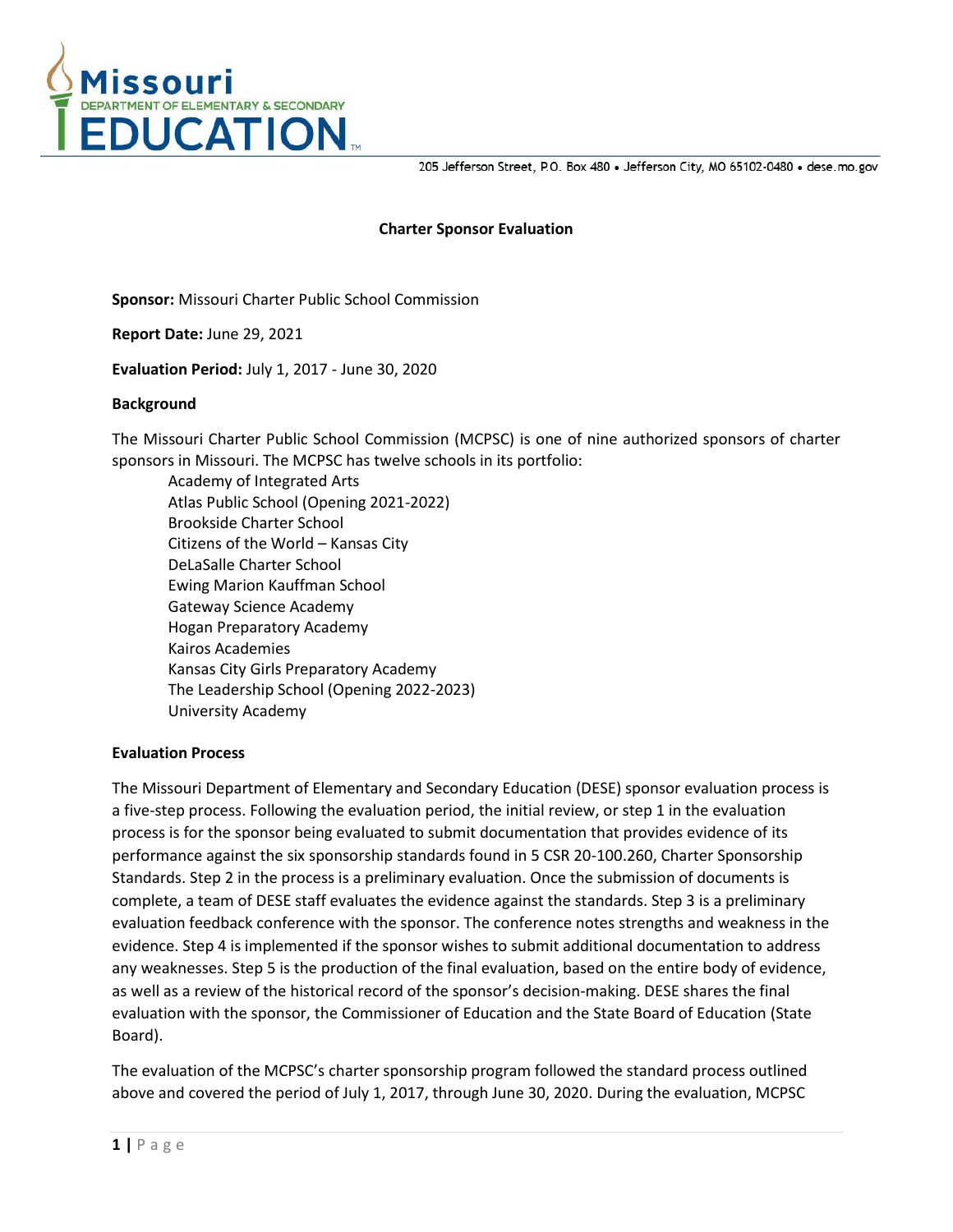Missouri Department of Elementary & Secondary Education

205 Jefferson Street, P.O. Box 480 • Jefferson City, MO 65102-0480 • dese.mo.gov

# Charter Sponsor Evaluation

**Sponsor:** Missouri Charter Public School Commission

**Report Date:** June 29, 2021

**Evaluation Period:** July 1, 2017 - June 30, 2020

## Background

The Missouri Charter Public School Commission (MCPSC) is one of nine authorized sponsors of charter sponsors in Missouri. The MCPSC has twelve schools in its portfolio:

- Academy of Integrated Arts
- Atlas Public School (Opening 2021-2022)
- Brookside Charter School
- Citizens of the World – Kansas City
- DeLaSalle Charter School
- Ewing Marion Kauffman School
- Gateway Science Academy
- Hogan Preparatory Academy
- Kairos Academies
- Kansas City Girls Preparatory Academy
- The Leadership School (Opening 2022-2023)
- University Academy

## Evaluation Process

The Missouri Department of Elementary and Secondary Education (DESE) sponsor evaluation process is a five-step process. Following the evaluation period, the initial review, or step 1 in the evaluation process is for the sponsor being evaluated to submit documentation that provides evidence of its performance against the six sponsorship standards found in 5 CSR 20-100.260, Charter Sponsorship Standards. Step 2 in the process is a preliminary evaluation. Once the submission of documents is complete, a team of DESE staff evaluates the evidence against the standards. Step 3 is a preliminary evaluation feedback conference with the sponsor. The conference notes strengths and weakness in the evidence. Step 4 is implemented if the sponsor wishes to submit additional documentation to address any weaknesses. Step 5 is the production of the final evaluation, based on the entire body of evidence, as well as a review of the historical record of the sponsor's decision-making. DESE shares the final evaluation with the sponsor, the Commissioner of Education and the State Board of Education (State Board).

The evaluation of the MCPSC's charter sponsorship program followed the standard process outlined above and covered the period of July 1, 2017, through June 30, 2020. During the evaluation, MCPSC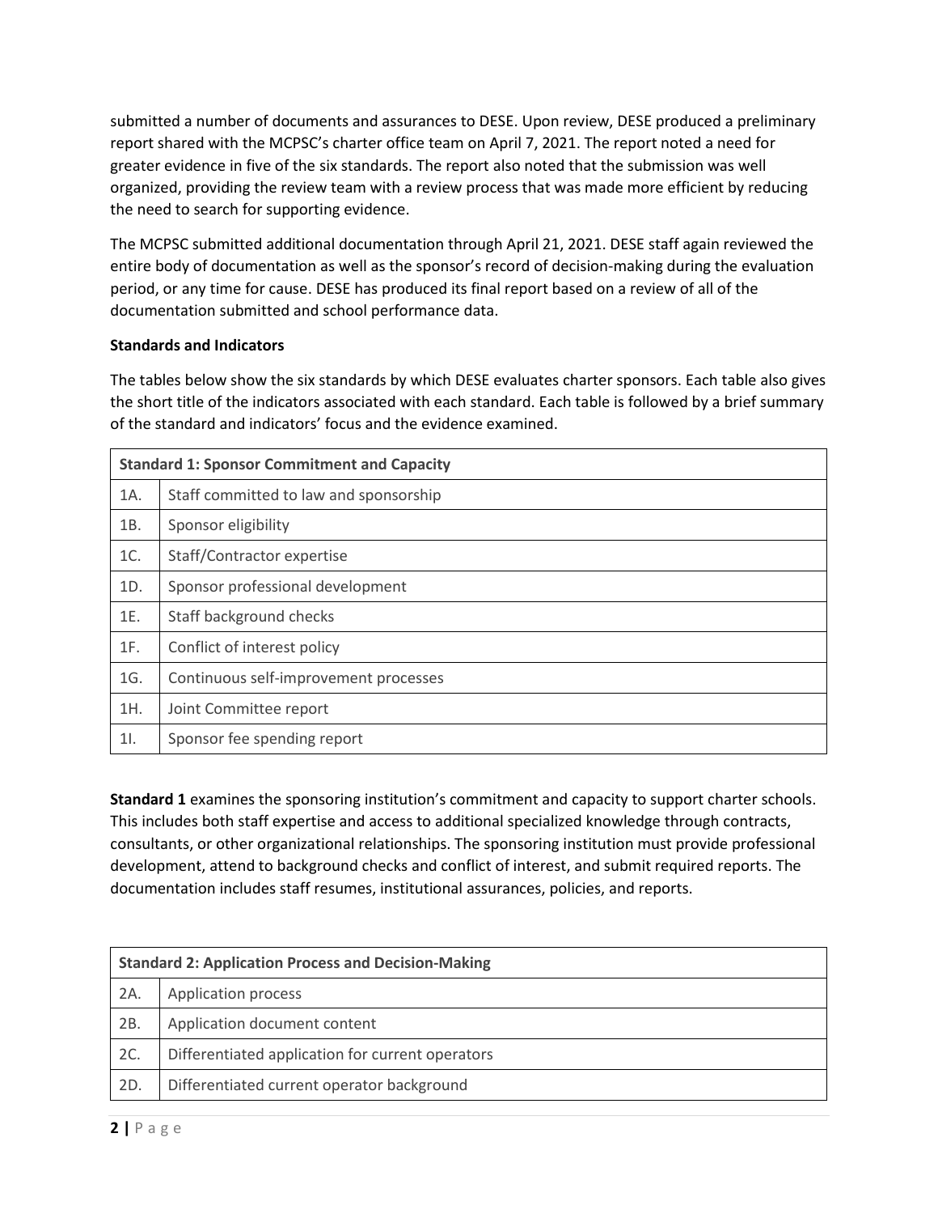submitted a number of documents and assurances to DESE. Upon review, DESE produced a preliminary report shared with the MCPSC's charter office team on April 7, 2021. The report noted a need for greater evidence in five of the six standards. The report also noted that the submission was well organized, providing the review team with a review process that was made more efficient by reducing the need to search for supporting evidence.

The MCPSC submitted additional documentation through April 21, 2021. DESE staff again reviewed the entire body of documentation as well as the sponsor's record of decision-making during the evaluation period, or any time for cause. DESE has produced its final report based on a review of all of the documentation submitted and school performance data.

**Standards and Indicators**

The tables below show the six standards by which DESE evaluates charter sponsors. Each table also gives the short title of the indicators associated with each standard. Each table is followed by a brief summary of the standard and indicators' focus and the evidence examined.

| **Standard 1: Sponsor Commitment and Capacity** | |
|---|---|
| 1A. | Staff committed to law and sponsorship |
| 1B. | Sponsor eligibility |
| 1C. | Staff/Contractor expertise |
| 1D. | Sponsor professional development |
| 1E. | Staff background checks |
| 1F. | Conflict of interest policy |
| 1G. | Continuous self-improvement processes |
| 1H. | Joint Committee report |
| 1I. | Sponsor fee spending report |

**Standard 1** examines the sponsoring institution's commitment and capacity to support charter schools. This includes both staff expertise and access to additional specialized knowledge through contracts, consultants, or other organizational relationships. The sponsoring institution must provide professional development, attend to background checks and conflict of interest, and submit required reports. The documentation includes staff resumes, institutional assurances, policies, and reports.

| **Standard 2: Application Process and Decision-Making** | |
|---|---|
| 2A. | Application process |
| 2B. | Application document content |
| 2C. | Differentiated application for current operators |
| 2D. | Differentiated current operator background |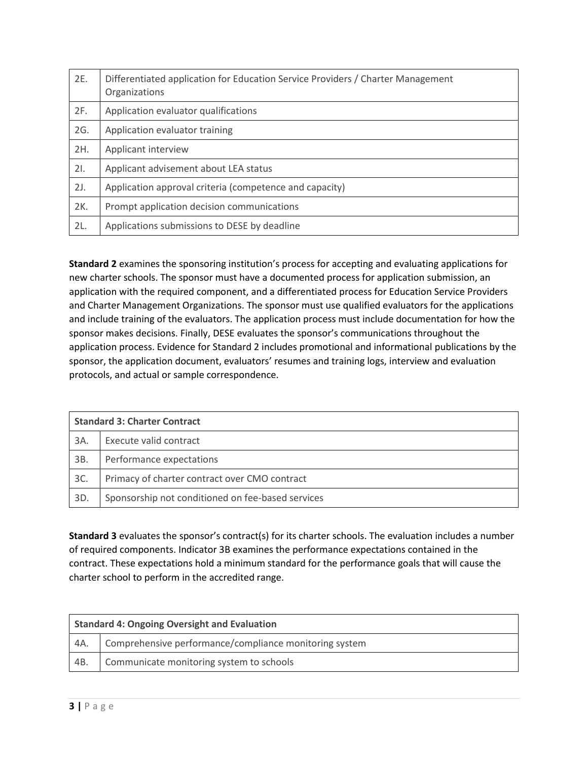| | |
|---|---|
| 2E. | Differentiated application for Education Service Providers / Charter Management Organizations |
| 2F. | Application evaluator qualifications |
| 2G. | Application evaluator training |
| 2H. | Applicant interview |
| 2I. | Applicant advisement about LEA status |
| 2J. | Application approval criteria (competence and capacity) |
| 2K. | Prompt application decision communications |
| 2L. | Applications submissions to DESE by deadline |

**Standard 2** examines the sponsoring institution's process for accepting and evaluating applications for new charter schools. The sponsor must have a documented process for application submission, an application with the required component, and a differentiated process for Education Service Providers and Charter Management Organizations. The sponsor must use qualified evaluators for the applications and include training of the evaluators. The application process must include documentation for how the sponsor makes decisions. Finally, DESE evaluates the sponsor's communications throughout the application process. Evidence for Standard 2 includes promotional and informational publications by the sponsor, the application document, evaluators' resumes and training logs, interview and evaluation protocols, and actual or sample correspondence.

| **Standard 3: Charter Contract** | |
|---|---|
| 3A. | Execute valid contract |
| 3B. | Performance expectations |
| 3C. | Primacy of charter contract over CMO contract |
| 3D. | Sponsorship not conditioned on fee-based services |

**Standard 3** evaluates the sponsor's contract(s) for its charter schools. The evaluation includes a number of required components. Indicator 3B examines the performance expectations contained in the contract. These expectations hold a minimum standard for the performance goals that will cause the charter school to perform in the accredited range.

| **Standard 4: Ongoing Oversight and Evaluation** | |
|---|---|
| 4A. | Comprehensive performance/compliance monitoring system |
| 4B. | Communicate monitoring system to schools |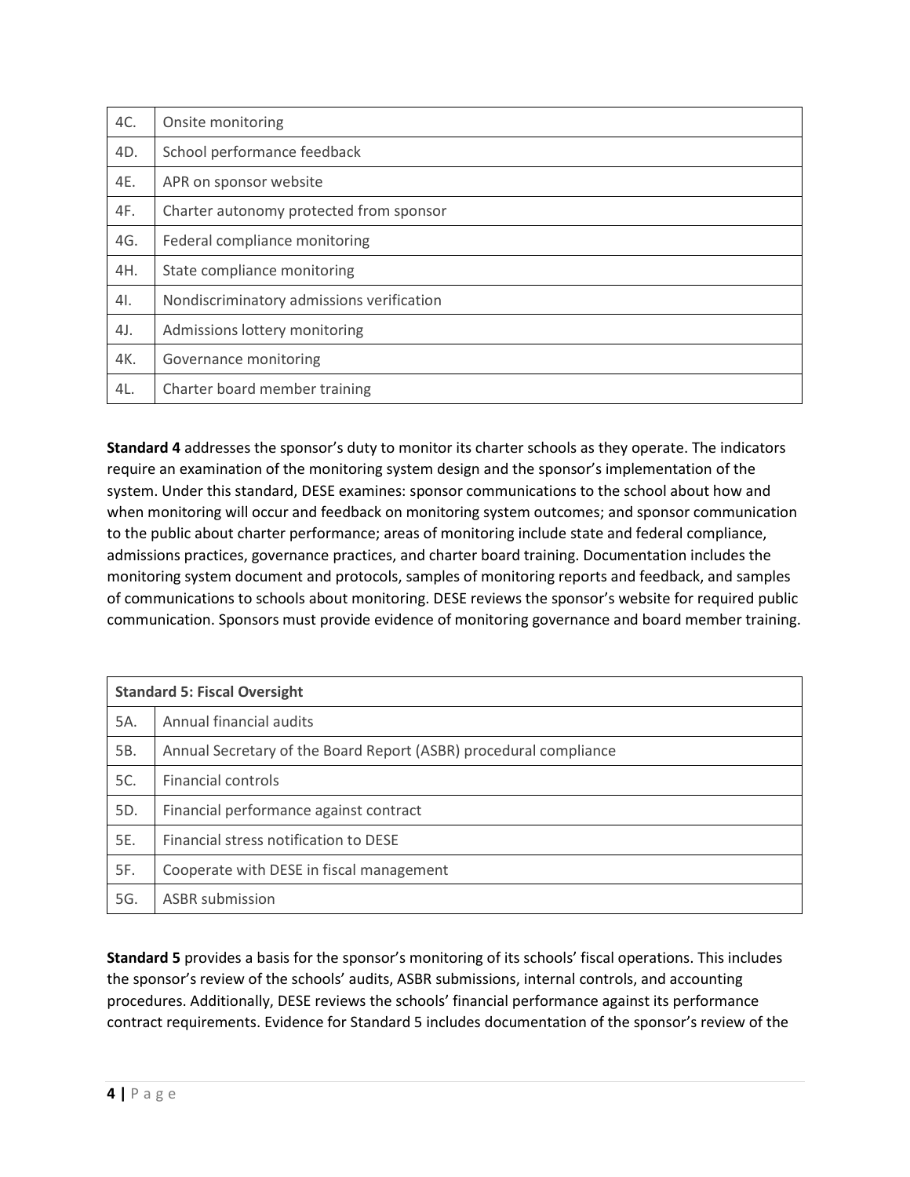| | |
|---|---|
| 4C. | Onsite monitoring |
| 4D. | School performance feedback |
| 4E. | APR on sponsor website |
| 4F. | Charter autonomy protected from sponsor |
| 4G. | Federal compliance monitoring |
| 4H. | State compliance monitoring |
| 4I. | Nondiscriminatory admissions verification |
| 4J. | Admissions lottery monitoring |
| 4K. | Governance monitoring |
| 4L. | Charter board member training |

**Standard 4** addresses the sponsor's duty to monitor its charter schools as they operate. The indicators require an examination of the monitoring system design and the sponsor's implementation of the system. Under this standard, DESE examines: sponsor communications to the school about how and when monitoring will occur and feedback on monitoring system outcomes; and sponsor communication to the public about charter performance; areas of monitoring include state and federal compliance, admissions practices, governance practices, and charter board training. Documentation includes the monitoring system document and protocols, samples of monitoring reports and feedback, and samples of communications to schools about monitoring. DESE reviews the sponsor's website for required public communication. Sponsors must provide evidence of monitoring governance and board member training.

| **Standard 5: Fiscal Oversight** | |
|---|---|
| 5A. | Annual financial audits |
| 5B. | Annual Secretary of the Board Report (ASBR) procedural compliance |
| 5C. | Financial controls |
| 5D. | Financial performance against contract |
| 5E. | Financial stress notification to DESE |
| 5F. | Cooperate with DESE in fiscal management |
| 5G. | ASBR submission |

**Standard 5** provides a basis for the sponsor's monitoring of its schools' fiscal operations. This includes the sponsor's review of the schools' audits, ASBR submissions, internal controls, and accounting procedures. Additionally, DESE reviews the schools' financial performance against its performance contract requirements. Evidence for Standard 5 includes documentation of the sponsor's review of the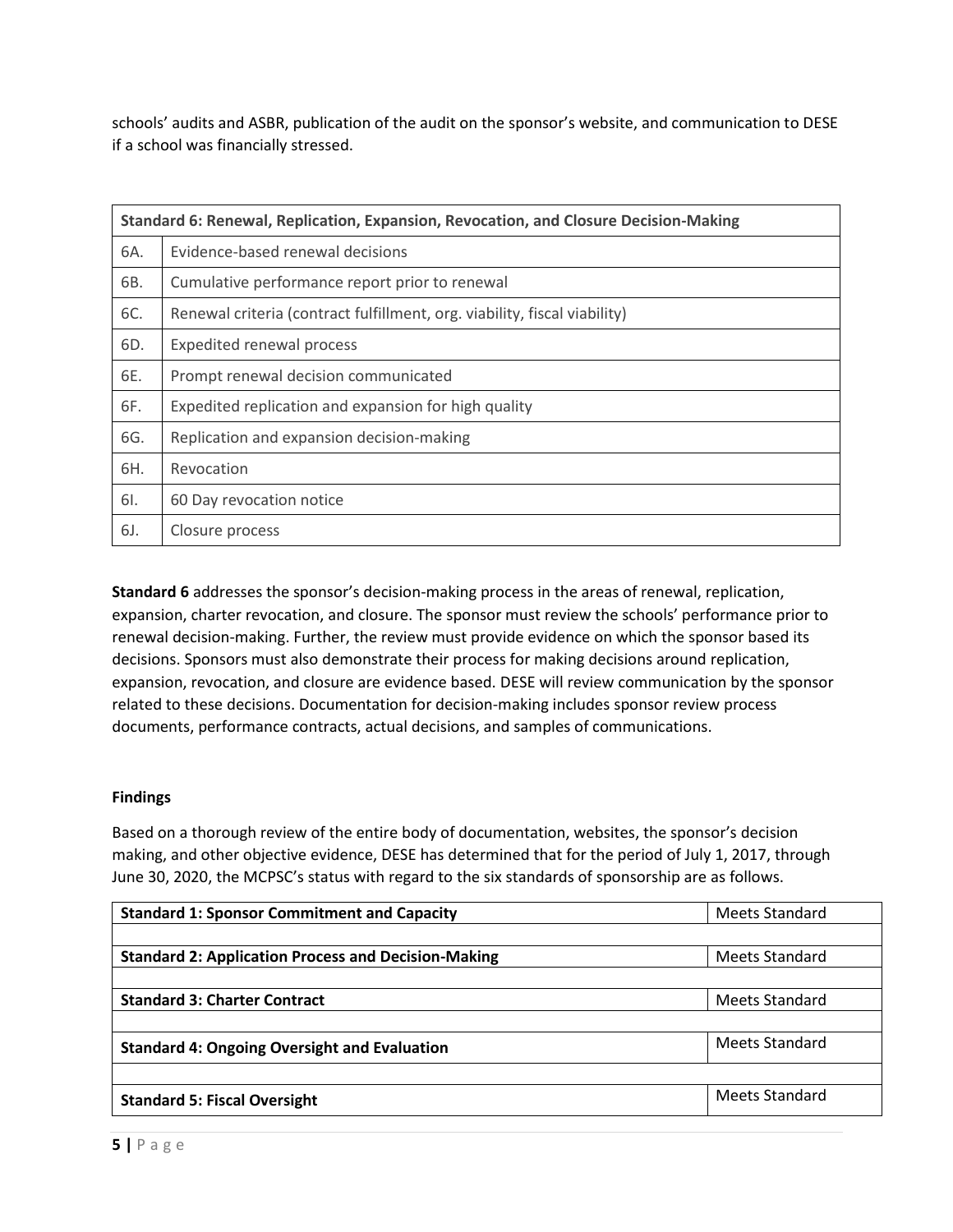schools' audits and ASBR, publication of the audit on the sponsor's website, and communication to DESE if a school was financially stressed.

| Standard 6: Renewal, Replication, Expansion, Revocation, and Closure Decision-Making | |
|---|---|
| 6A. | Evidence-based renewal decisions |
| 6B. | Cumulative performance report prior to renewal |
| 6C. | Renewal criteria (contract fulfillment, org. viability, fiscal viability) |
| 6D. | Expedited renewal process |
| 6E. | Prompt renewal decision communicated |
| 6F. | Expedited replication and expansion for high quality |
| 6G. | Replication and expansion decision-making |
| 6H. | Revocation |
| 6I. | 60 Day revocation notice |
| 6J. | Closure process |

**Standard 6** addresses the sponsor's decision-making process in the areas of renewal, replication, expansion, charter revocation, and closure. The sponsor must review the schools' performance prior to renewal decision-making. Further, the review must provide evidence on which the sponsor based its decisions. Sponsors must also demonstrate their process for making decisions around replication, expansion, revocation, and closure are evidence based. DESE will review communication by the sponsor related to these decisions. Documentation for decision-making includes sponsor review process documents, performance contracts, actual decisions, and samples of communications.

**Findings**

Based on a thorough review of the entire body of documentation, websites, the sponsor's decision making, and other objective evidence, DESE has determined that for the period of July 1, 2017, through June 30, 2020, the MCPSC's status with regard to the six standards of sponsorship are as follows.

| Standard | Status |
|---|---|
| **Standard 1: Sponsor Commitment and Capacity** | Meets Standard |
| | |
| **Standard 2: Application Process and Decision-Making** | Meets Standard |
| | |
| **Standard 3: Charter Contract** | Meets Standard |
| | |
| **Standard 4: Ongoing Oversight and Evaluation** | Meets Standard |
| | |
| **Standard 5: Fiscal Oversight** | Meets Standard |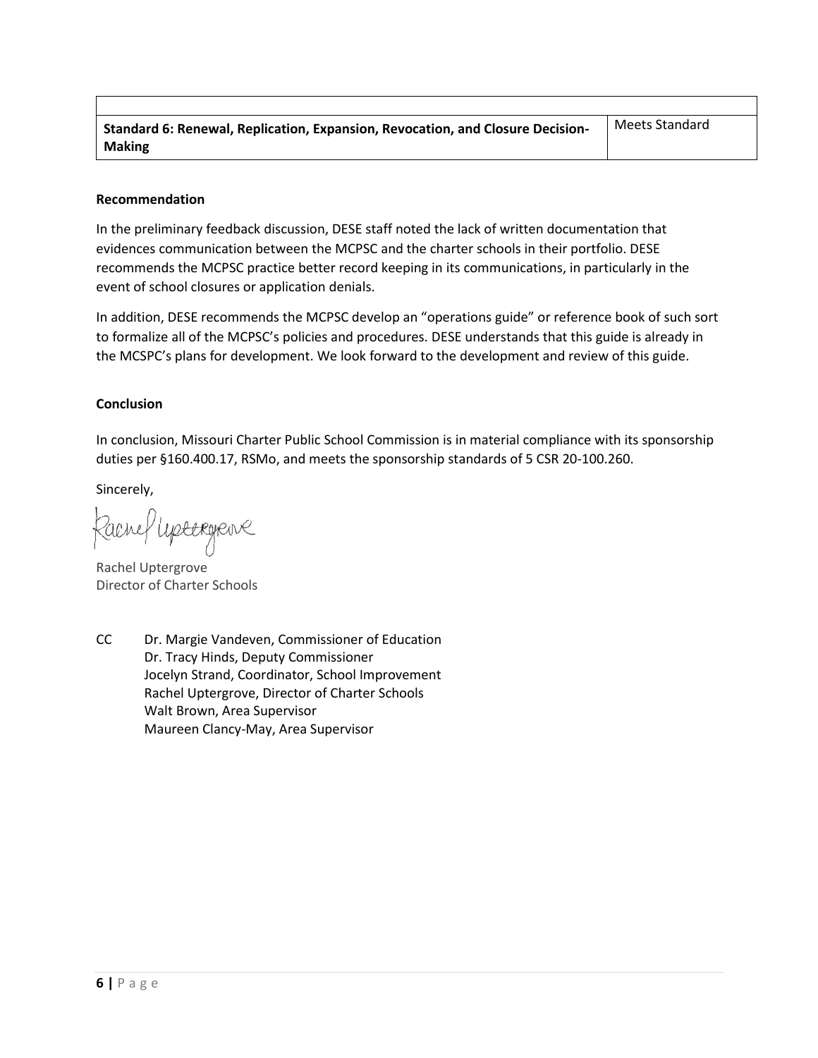| | |
|---|---|
| **Standard 6: Renewal, Replication, Expansion, Revocation, and Closure Decision-Making** | Meets Standard |

**Recommendation**

In the preliminary feedback discussion, DESE staff noted the lack of written documentation that evidences communication between the MCPSC and the charter schools in their portfolio. DESE recommends the MCPSC practice better record keeping in its communications, in particularly in the event of school closures or application denials.

In addition, DESE recommends the MCPSC develop an "operations guide" or reference book of such sort to formalize all of the MCPSC's policies and procedures. DESE understands that this guide is already in the MCSPC's plans for development. We look forward to the development and review of this guide.

**Conclusion**

In conclusion, Missouri Charter Public School Commission is in material compliance with its sponsorship duties per §160.400.17, RSMo, and meets the sponsorship standards of 5 CSR 20-100.260.

Sincerely,

Rachel Uptergrove
Director of Charter Schools

CC Dr. Margie Vandeven, Commissioner of Education
Dr. Tracy Hinds, Deputy Commissioner
Jocelyn Strand, Coordinator, School Improvement
Rachel Uptergrove, Director of Charter Schools
Walt Brown, Area Supervisor
Maureen Clancy-May, Area Supervisor